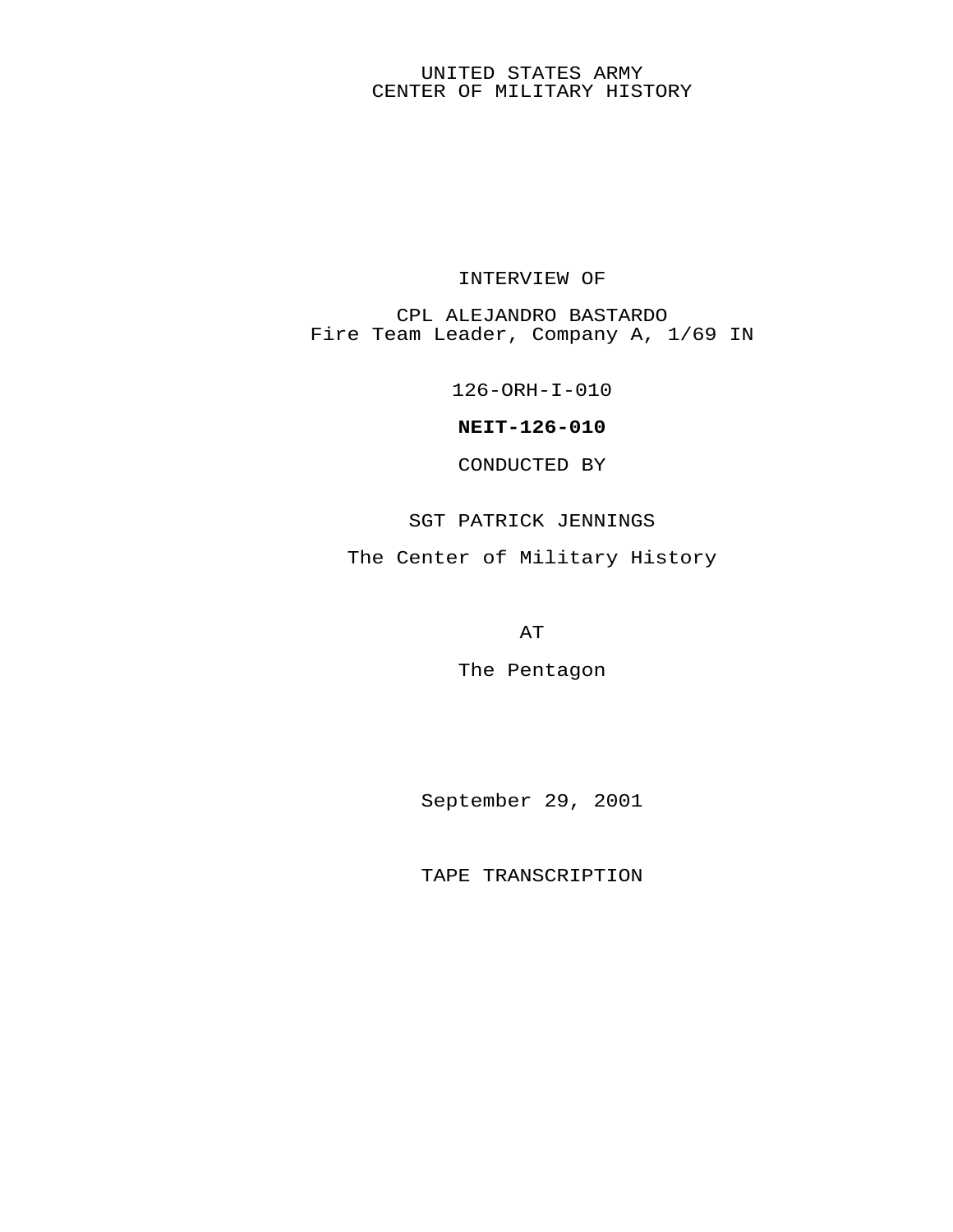UNITED STATES ARMY
CENTER OF MILITARY HISTORY

INTERVIEW OF

CPL ALEJANDRO BASTARDO
Fire Team Leader, Company A, 1/69 IN

126-ORH-I-010

**NEIT-126-010**

CONDUCTED BY

SGT PATRICK JENNINGS

The Center of Military History

AT

The Pentagon

September 29, 2001

TAPE TRANSCRIPTION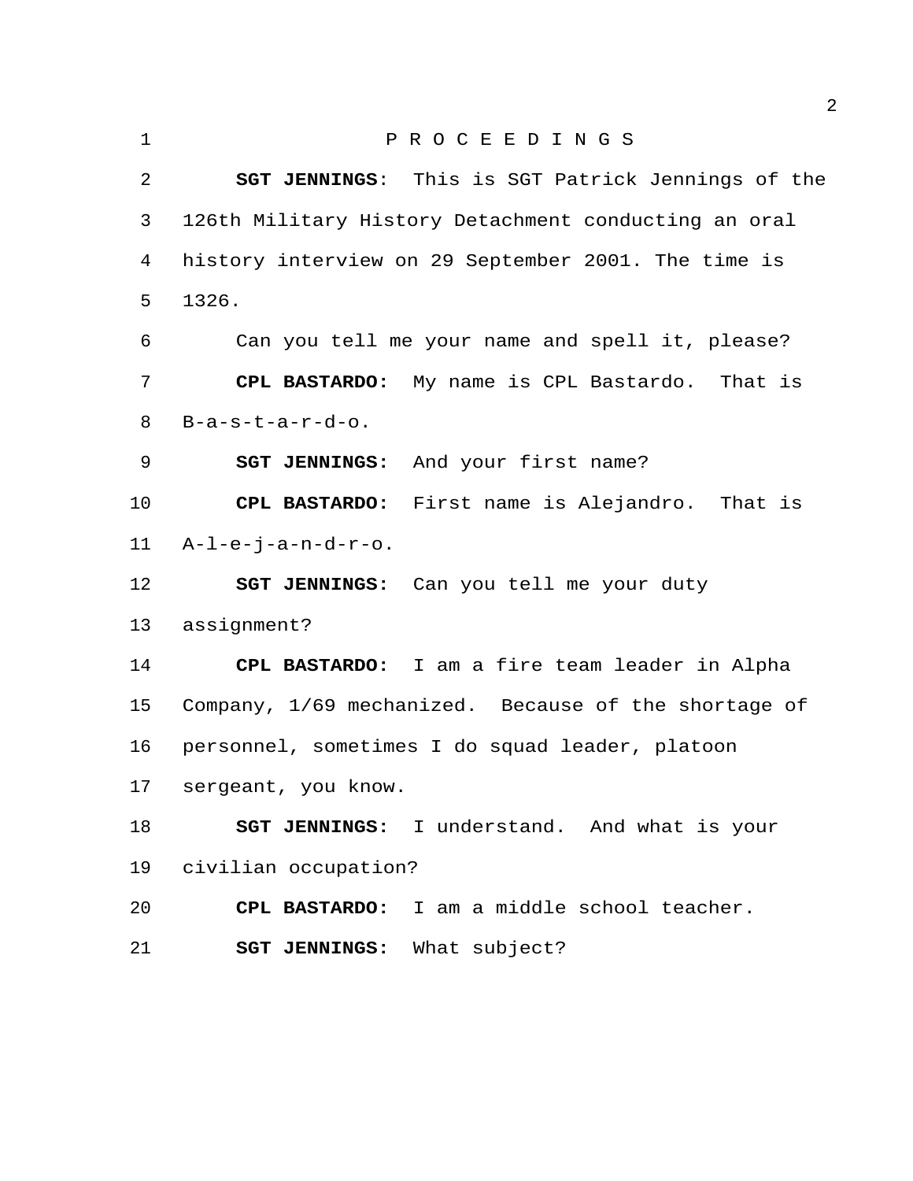P R O C E E D I N G S

**SGT JENNINGS**: This is SGT Patrick Jennings of the 126th Military History Detachment conducting an oral history interview on 29 September 2001. The time is 1326.

Can you tell me your name and spell it, please?

**CPL BASTARDO:** My name is CPL Bastardo. That is B-a-s-t-a-r-d-o.

**SGT JENNINGS:** And your first name?

**CPL BASTARDO:** First name is Alejandro. That is A-l-e-j-a-n-d-r-o.

**SGT JENNINGS:** Can you tell me your duty assignment?

**CPL BASTARDO:** I am a fire team leader in Alpha Company, 1/69 mechanized. Because of the shortage of personnel, sometimes I do squad leader, platoon sergeant, you know.

**SGT JENNINGS:** I understand. And what is your civilian occupation?

**CPL BASTARDO:** I am a middle school teacher.

**SGT JENNINGS:** What subject?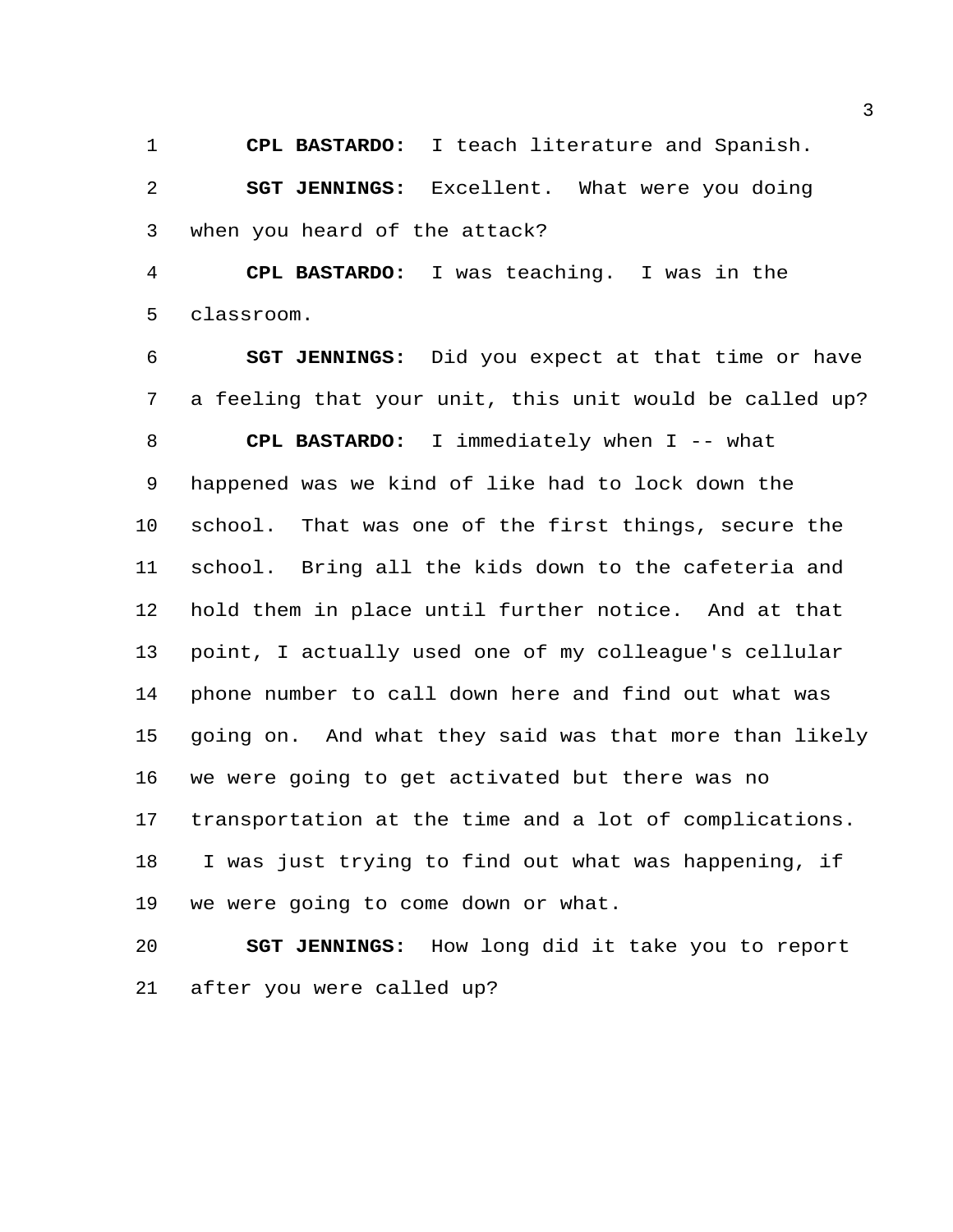**CPL BASTARDO:** I teach literature and Spanish.

**SGT JENNINGS:** Excellent. What were you doing when you heard of the attack?

**CPL BASTARDO:** I was teaching. I was in the classroom.

**SGT JENNINGS:** Did you expect at that time or have a feeling that your unit, this unit would be called up?

**CPL BASTARDO:** I immediately when I -- what happened was we kind of like had to lock down the school. That was one of the first things, secure the school. Bring all the kids down to the cafeteria and hold them in place until further notice. And at that point, I actually used one of my colleague's cellular phone number to call down here and find out what was going on. And what they said was that more than likely we were going to get activated but there was no transportation at the time and a lot of complications. I was just trying to find out what was happening, if we were going to come down or what.

**SGT JENNINGS:** How long did it take you to report after you were called up?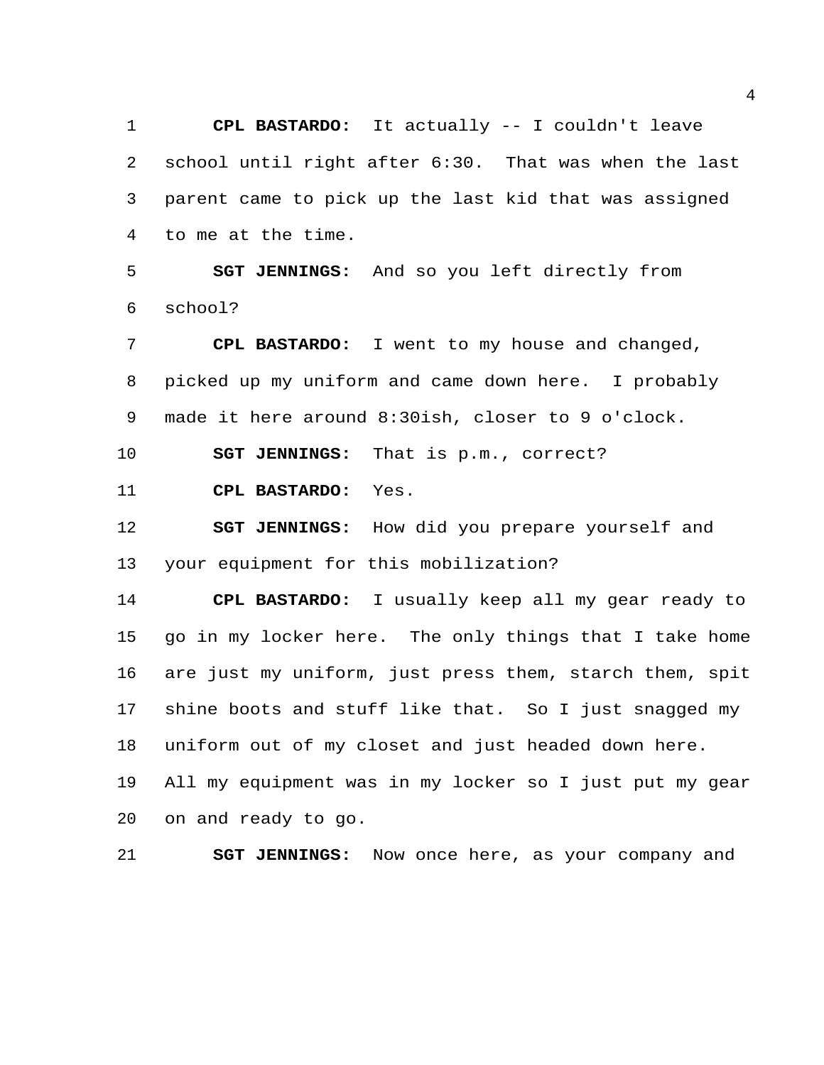**CPL BASTARDO:** It actually -- I couldn't leave school until right after 6:30. That was when the last parent came to pick up the last kid that was assigned to me at the time.

**SGT JENNINGS:** And so you left directly from school?

**CPL BASTARDO:** I went to my house and changed, picked up my uniform and came down here. I probably made it here around 8:30ish, closer to 9 o'clock.

**SGT JENNINGS:** That is p.m., correct?

**CPL BASTARDO:** Yes.

**SGT JENNINGS:** How did you prepare yourself and your equipment for this mobilization?

**CPL BASTARDO:** I usually keep all my gear ready to go in my locker here. The only things that I take home are just my uniform, just press them, starch them, spit shine boots and stuff like that. So I just snagged my uniform out of my closet and just headed down here. All my equipment was in my locker so I just put my gear on and ready to go.

**SGT JENNINGS:** Now once here, as your company and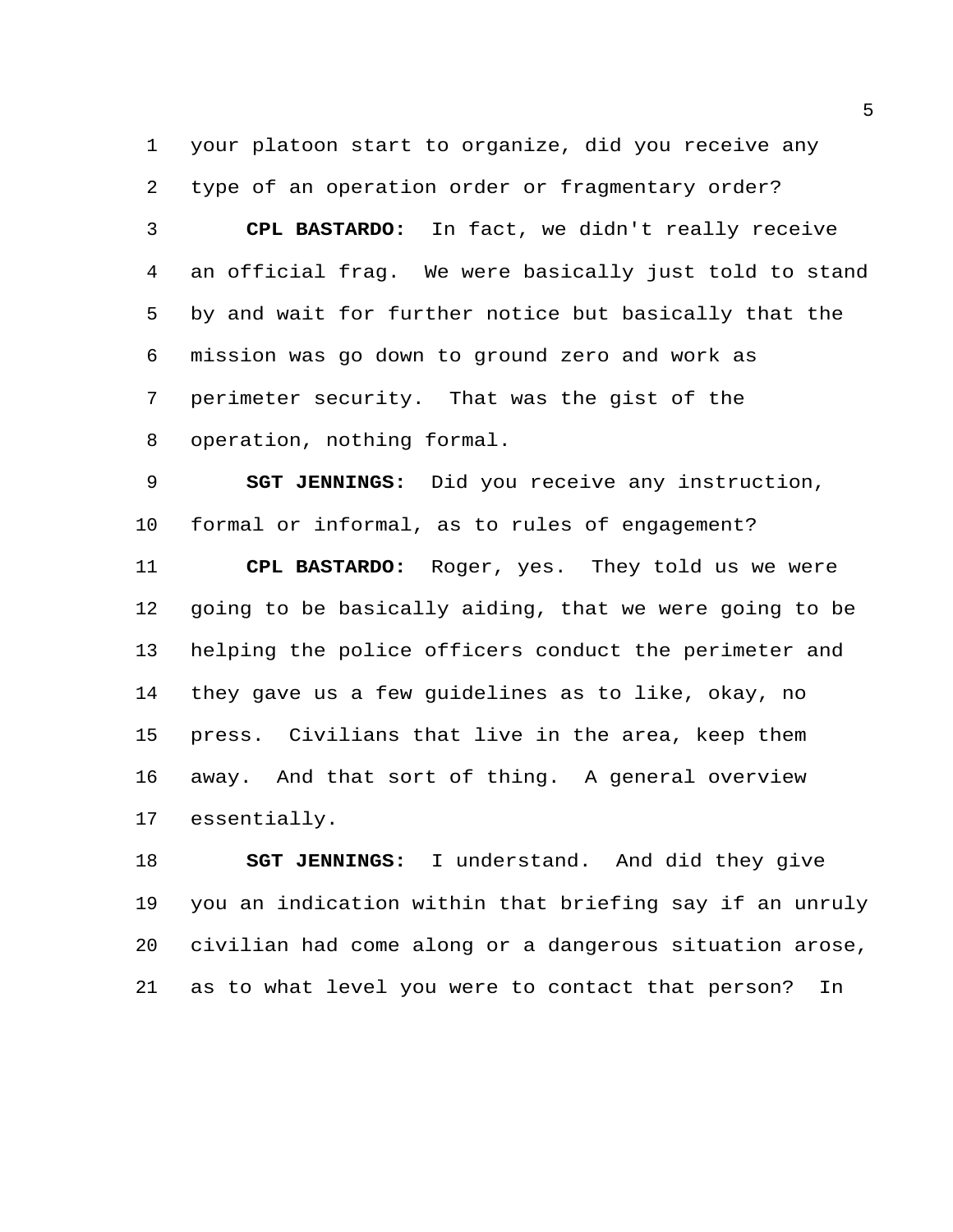your platoon start to organize, did you receive any type of an operation order or fragmentary order?

**CPL BASTARDO:** In fact, we didn't really receive an official frag. We were basically just told to stand by and wait for further notice but basically that the mission was go down to ground zero and work as perimeter security. That was the gist of the operation, nothing formal.

**SGT JENNINGS:** Did you receive any instruction, formal or informal, as to rules of engagement?

**CPL BASTARDO:** Roger, yes. They told us we were going to be basically aiding, that we were going to be helping the police officers conduct the perimeter and they gave us a few guidelines as to like, okay, no press. Civilians that live in the area, keep them away. And that sort of thing. A general overview essentially.

**SGT JENNINGS:** I understand. And did they give you an indication within that briefing say if an unruly civilian had come along or a dangerous situation arose, as to what level you were to contact that person? In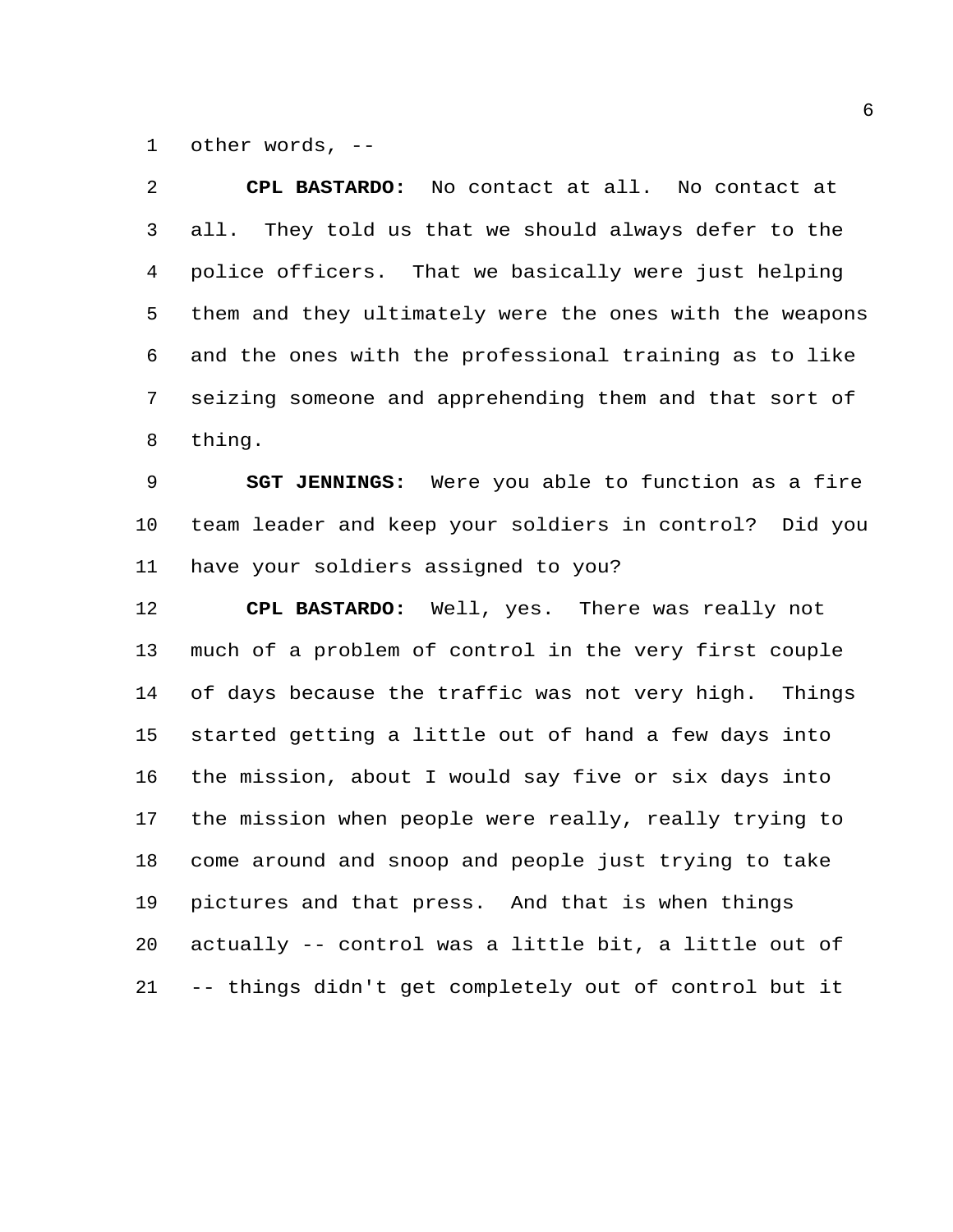other words, --

**CPL BASTARDO:** No contact at all. No contact at all. They told us that we should always defer to the police officers. That we basically were just helping them and they ultimately were the ones with the weapons and the ones with the professional training as to like seizing someone and apprehending them and that sort of thing.

**SGT JENNINGS:** Were you able to function as a fire team leader and keep your soldiers in control? Did you have your soldiers assigned to you?

**CPL BASTARDO:** Well, yes. There was really not much of a problem of control in the very first couple of days because the traffic was not very high. Things started getting a little out of hand a few days into the mission, about I would say five or six days into the mission when people were really, really trying to come around and snoop and people just trying to take pictures and that press. And that is when things actually -- control was a little bit, a little out of -- things didn't get completely out of control but it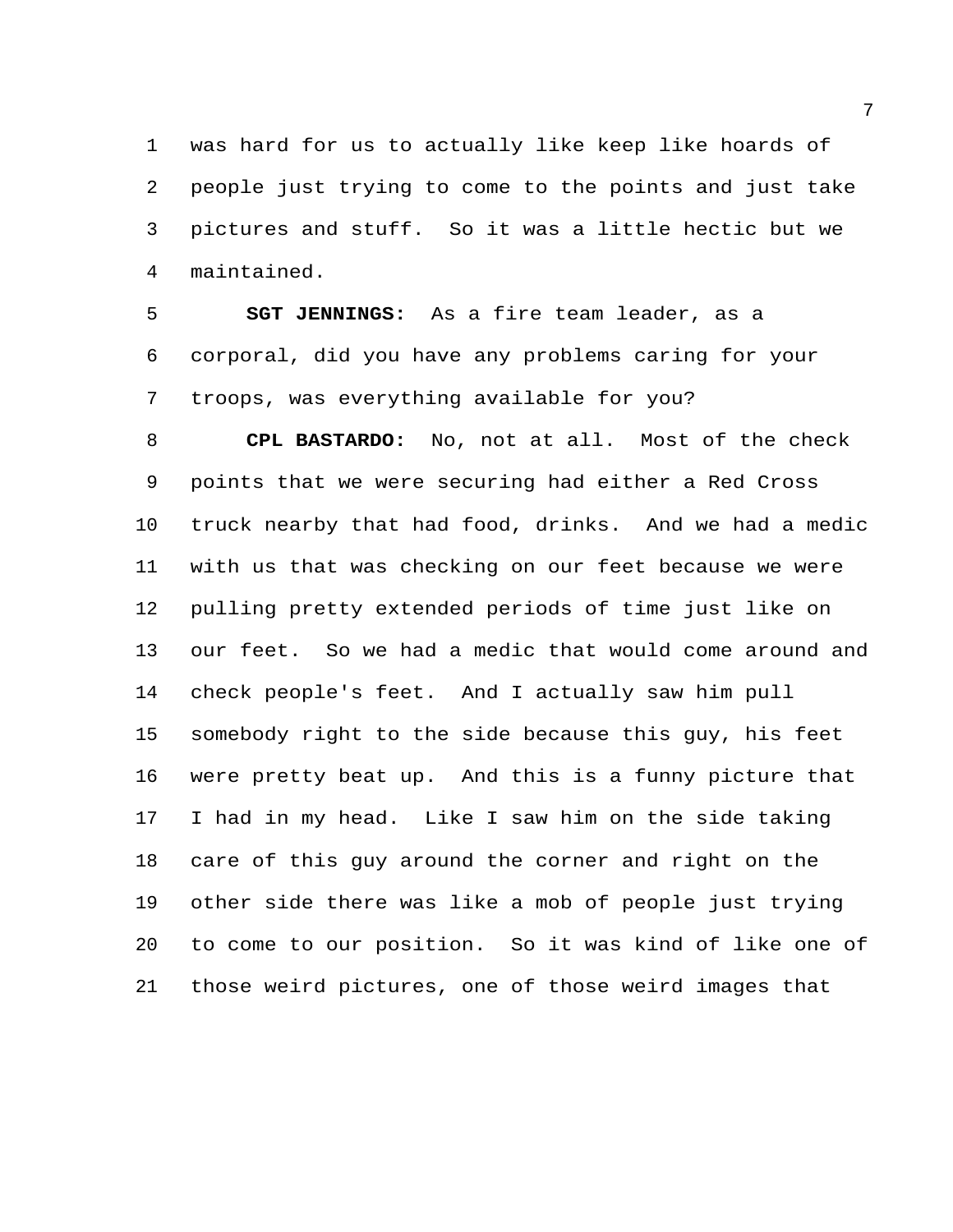was hard for us to actually like keep like hoards of people just trying to come to the points and just take pictures and stuff. So it was a little hectic but we maintained.

**SGT JENNINGS:** As a fire team leader, as a corporal, did you have any problems caring for your troops, was everything available for you?

**CPL BASTARDO:** No, not at all. Most of the check points that we were securing had either a Red Cross truck nearby that had food, drinks. And we had a medic with us that was checking on our feet because we were pulling pretty extended periods of time just like on our feet. So we had a medic that would come around and check people's feet. And I actually saw him pull somebody right to the side because this guy, his feet were pretty beat up. And this is a funny picture that I had in my head. Like I saw him on the side taking care of this guy around the corner and right on the other side there was like a mob of people just trying to come to our position. So it was kind of like one of those weird pictures, one of those weird images that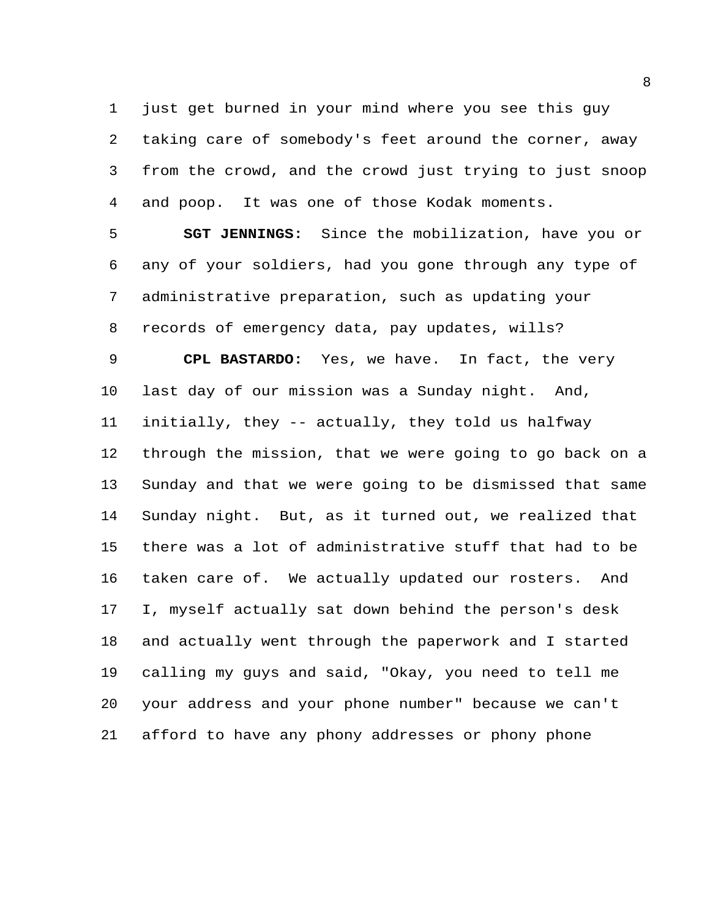just get burned in your mind where you see this guy taking care of somebody's feet around the corner, away from the crowd, and the crowd just trying to just snoop and poop. It was one of those Kodak moments.

**SGT JENNINGS:** Since the mobilization, have you or any of your soldiers, had you gone through any type of administrative preparation, such as updating your records of emergency data, pay updates, wills?

**CPL BASTARDO:** Yes, we have. In fact, the very last day of our mission was a Sunday night. And, initially, they -- actually, they told us halfway through the mission, that we were going to go back on a Sunday and that we were going to be dismissed that same Sunday night. But, as it turned out, we realized that there was a lot of administrative stuff that had to be taken care of. We actually updated our rosters. And I, myself actually sat down behind the person's desk and actually went through the paperwork and I started calling my guys and said, "Okay, you need to tell me your address and your phone number" because we can't afford to have any phony addresses or phony phone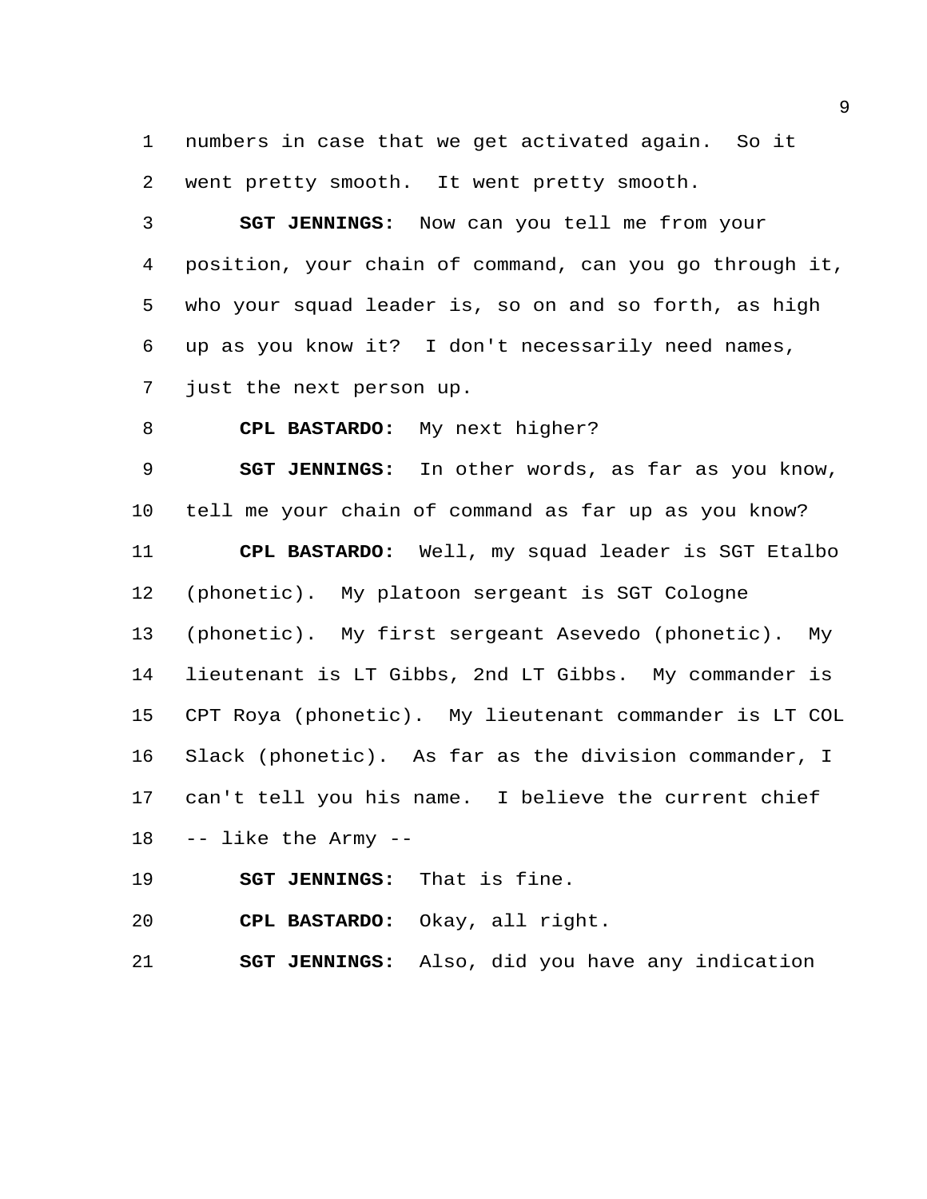numbers in case that we get activated again. So it went pretty smooth. It went pretty smooth.

**SGT JENNINGS:** Now can you tell me from your position, your chain of command, can you go through it, who your squad leader is, so on and so forth, as high up as you know it? I don't necessarily need names, just the next person up.

**CPL BASTARDO:** My next higher?

**SGT JENNINGS:** In other words, as far as you know, tell me your chain of command as far up as you know?

**CPL BASTARDO:** Well, my squad leader is SGT Etalbo (phonetic). My platoon sergeant is SGT Cologne (phonetic). My first sergeant Asevedo (phonetic). My lieutenant is LT Gibbs, 2nd LT Gibbs. My commander is CPT Roya (phonetic). My lieutenant commander is LT COL Slack (phonetic). As far as the division commander, I can't tell you his name. I believe the current chief -- like the Army --

**SGT JENNINGS:** That is fine.

**CPL BASTARDO:** Okay, all right.

**SGT JENNINGS:** Also, did you have any indication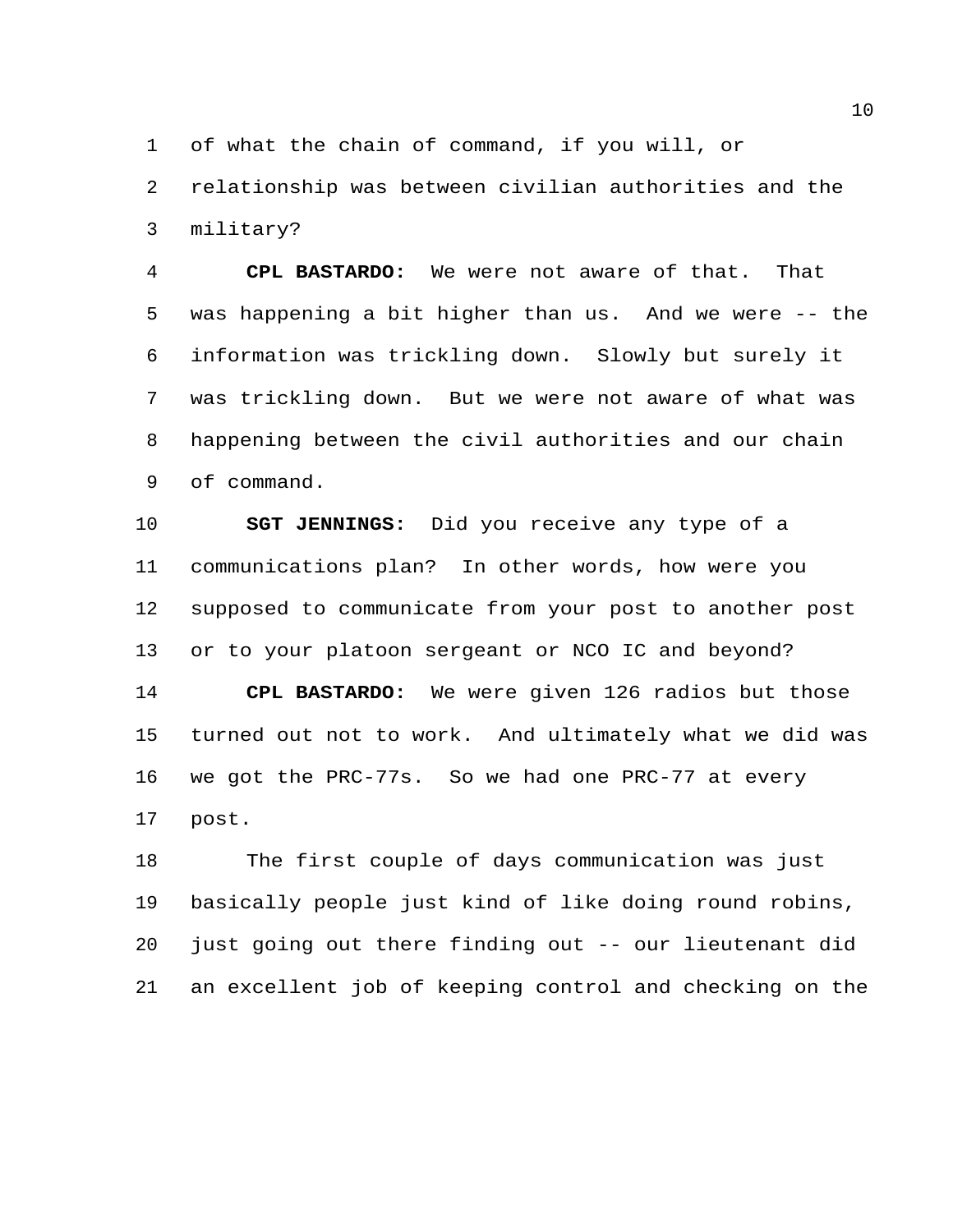of what the chain of command, if you will, or relationship was between civilian authorities and the military?

**CPL BASTARDO:** We were not aware of that. That was happening a bit higher than us. And we were -- the information was trickling down. Slowly but surely it was trickling down. But we were not aware of what was happening between the civil authorities and our chain of command.

**SGT JENNINGS:** Did you receive any type of a communications plan? In other words, how were you supposed to communicate from your post to another post or to your platoon sergeant or NCO IC and beyond?

**CPL BASTARDO:** We were given 126 radios but those turned out not to work. And ultimately what we did was we got the PRC-77s. So we had one PRC-77 at every post.

The first couple of days communication was just basically people just kind of like doing round robins, just going out there finding out -- our lieutenant did an excellent job of keeping control and checking on the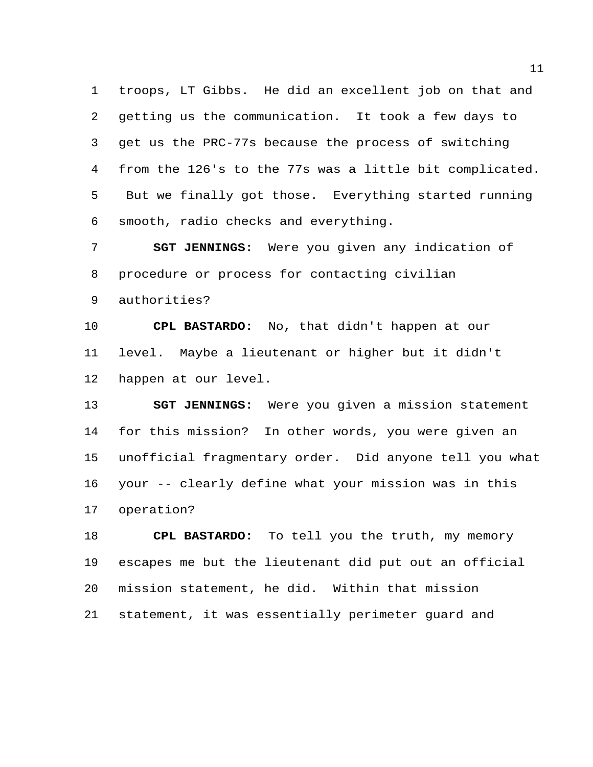troops, LT Gibbs. He did an excellent job on that and getting us the communication. It took a few days to get us the PRC-77s because the process of switching from the 126's to the 77s was a little bit complicated. But we finally got those. Everything started running smooth, radio checks and everything.

**SGT JENNINGS:** Were you given any indication of procedure or process for contacting civilian authorities?

**CPL BASTARDO:** No, that didn't happen at our level. Maybe a lieutenant or higher but it didn't happen at our level.

**SGT JENNINGS:** Were you given a mission statement for this mission? In other words, you were given an unofficial fragmentary order. Did anyone tell you what your -- clearly define what your mission was in this operation?

**CPL BASTARDO:** To tell you the truth, my memory escapes me but the lieutenant did put out an official mission statement, he did. Within that mission statement, it was essentially perimeter guard and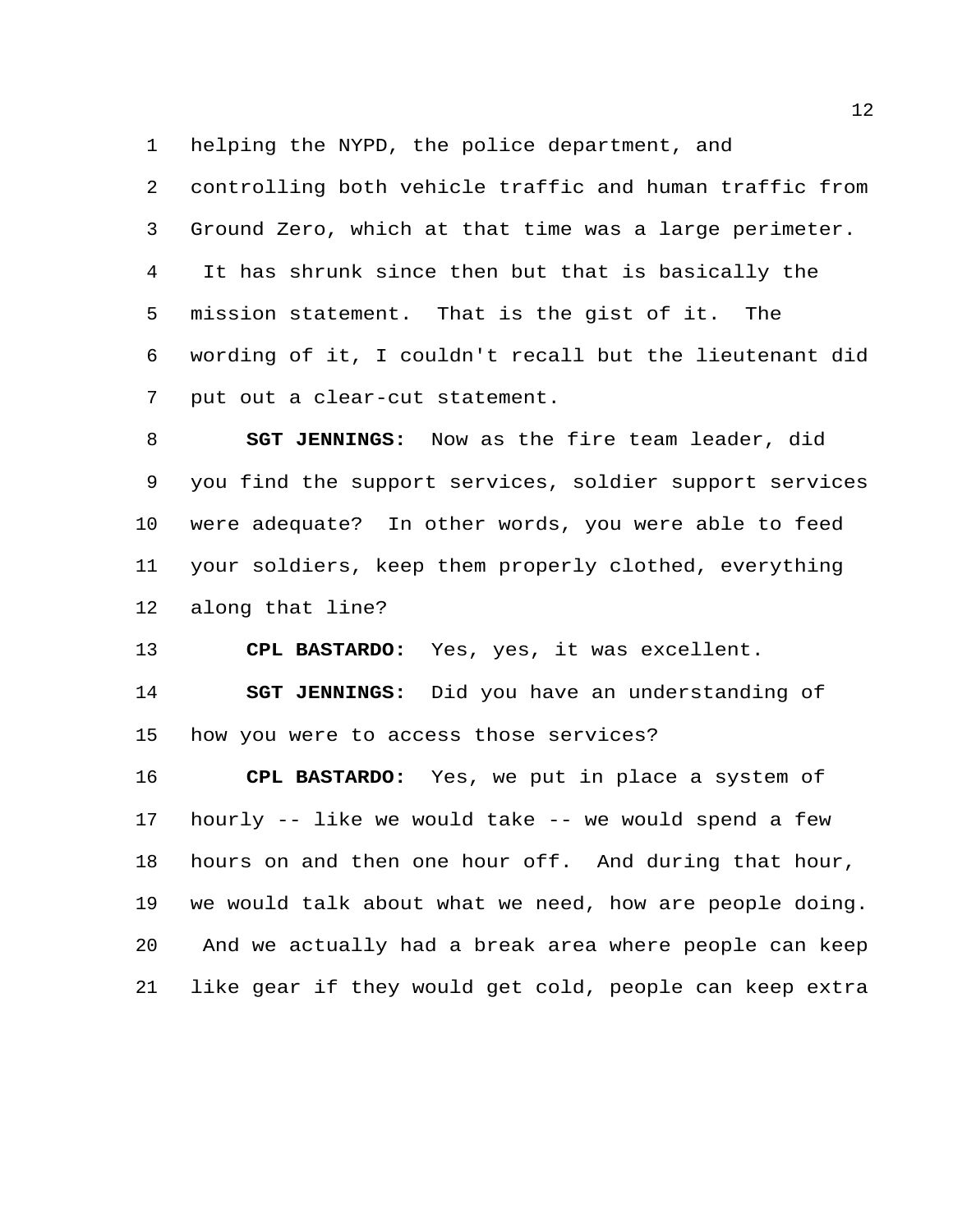helping the NYPD, the police department, and controlling both vehicle traffic and human traffic from Ground Zero, which at that time was a large perimeter. It has shrunk since then but that is basically the mission statement. That is the gist of it. The wording of it, I couldn't recall but the lieutenant did put out a clear-cut statement.

**SGT JENNINGS:** Now as the fire team leader, did you find the support services, soldier support services were adequate? In other words, you were able to feed your soldiers, keep them properly clothed, everything along that line?

**CPL BASTARDO:** Yes, yes, it was excellent.

**SGT JENNINGS:** Did you have an understanding of how you were to access those services?

**CPL BASTARDO:** Yes, we put in place a system of hourly -- like we would take -- we would spend a few hours on and then one hour off. And during that hour, we would talk about what we need, how are people doing. And we actually had a break area where people can keep like gear if they would get cold, people can keep extra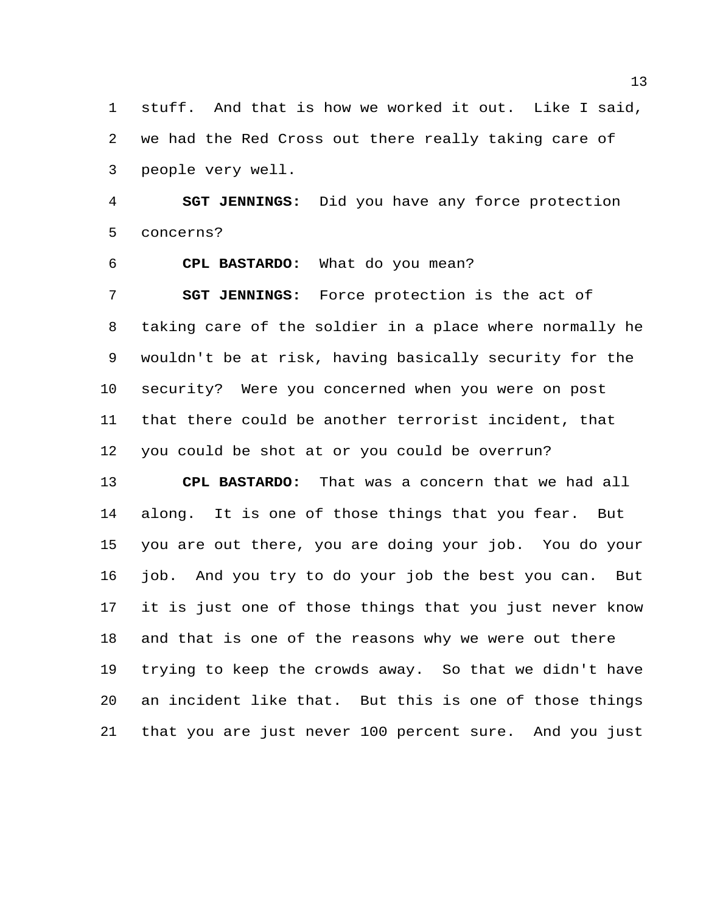stuff. And that is how we worked it out. Like I said, we had the Red Cross out there really taking care of people very well.

**SGT JENNINGS:** Did you have any force protection concerns?

**CPL BASTARDO:** What do you mean?

**SGT JENNINGS:** Force protection is the act of taking care of the soldier in a place where normally he wouldn't be at risk, having basically security for the security? Were you concerned when you were on post that there could be another terrorist incident, that you could be shot at or you could be overrun?

**CPL BASTARDO:** That was a concern that we had all along. It is one of those things that you fear. But you are out there, you are doing your job. You do your job. And you try to do your job the best you can. But it is just one of those things that you just never know and that is one of the reasons why we were out there trying to keep the crowds away. So that we didn't have an incident like that. But this is one of those things that you are just never 100 percent sure. And you just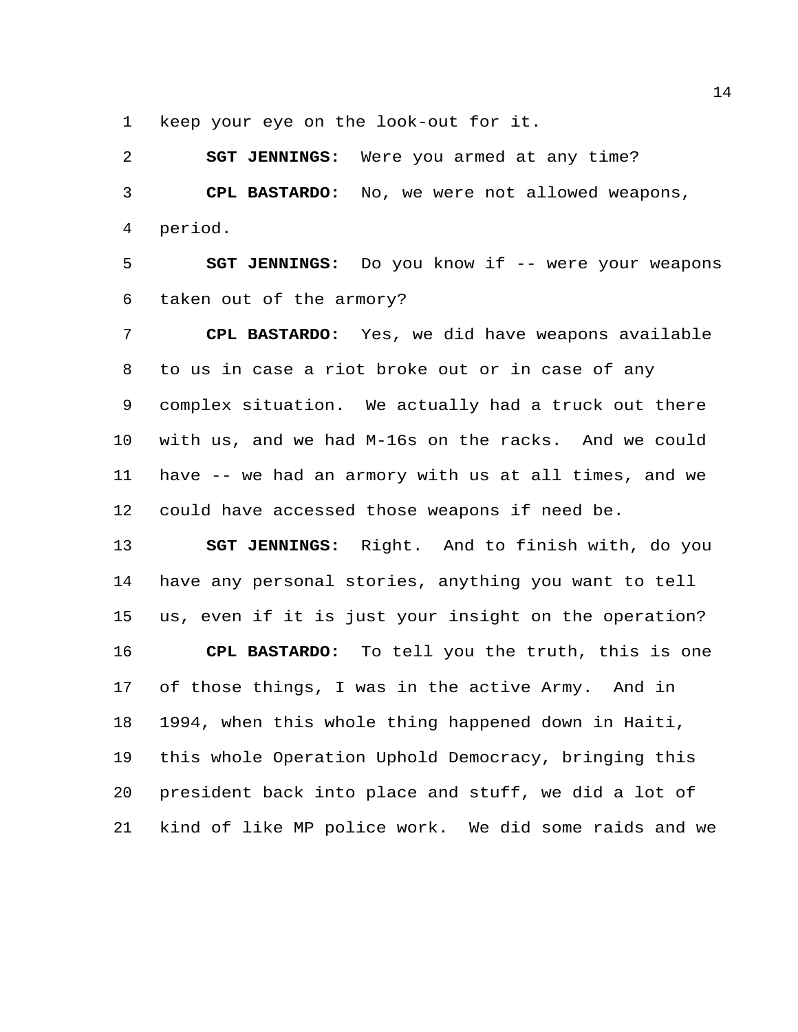keep your eye on the look-out for it.

**SGT JENNINGS:** Were you armed at any time?

**CPL BASTARDO:** No, we were not allowed weapons, period.

**SGT JENNINGS:** Do you know if -- were your weapons taken out of the armory?

**CPL BASTARDO:** Yes, we did have weapons available to us in case a riot broke out or in case of any complex situation. We actually had a truck out there with us, and we had M-16s on the racks. And we could have -- we had an armory with us at all times, and we could have accessed those weapons if need be.

**SGT JENNINGS:** Right. And to finish with, do you have any personal stories, anything you want to tell us, even if it is just your insight on the operation?

**CPL BASTARDO:** To tell you the truth, this is one of those things, I was in the active Army. And in 1994, when this whole thing happened down in Haiti, this whole Operation Uphold Democracy, bringing this president back into place and stuff, we did a lot of kind of like MP police work. We did some raids and we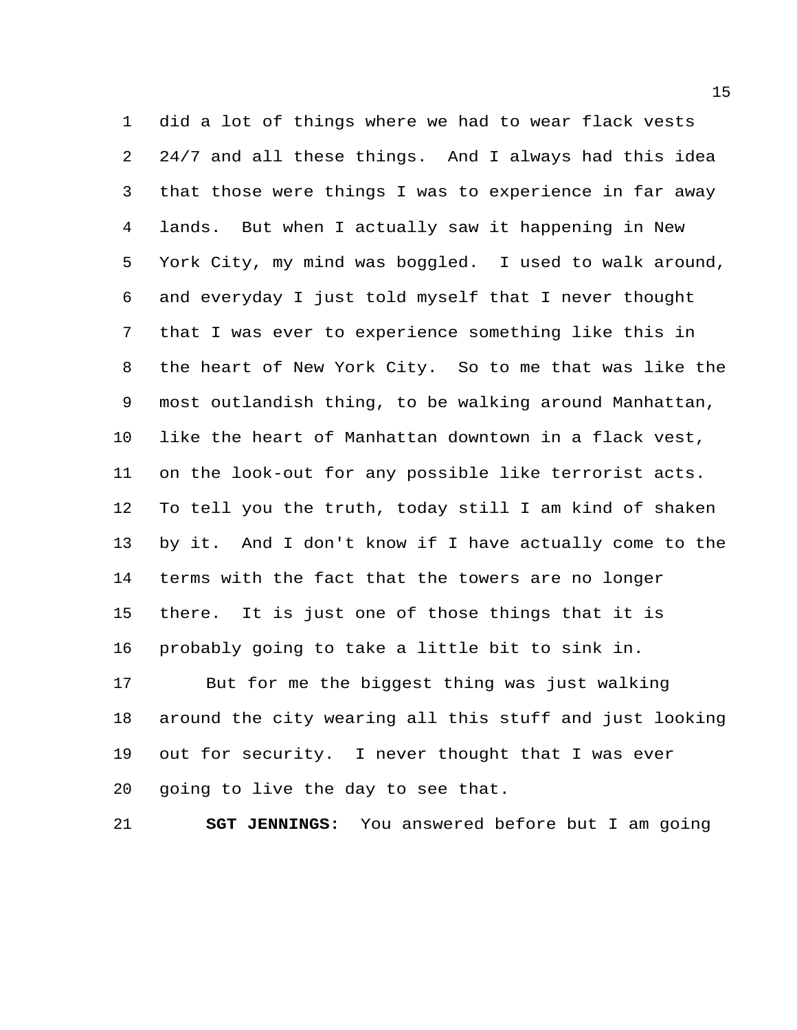did a lot of things where we had to wear flack vests 24/7 and all these things. And I always had this idea that those were things I was to experience in far away lands. But when I actually saw it happening in New York City, my mind was boggled. I used to walk around, and everyday I just told myself that I never thought that I was ever to experience something like this in the heart of New York City. So to me that was like the most outlandish thing, to be walking around Manhattan, like the heart of Manhattan downtown in a flack vest, on the look-out for any possible like terrorist acts. To tell you the truth, today still I am kind of shaken by it. And I don't know if I have actually come to the terms with the fact that the towers are no longer there. It is just one of those things that it is probably going to take a little bit to sink in.

But for me the biggest thing was just walking around the city wearing all this stuff and just looking out for security. I never thought that I was ever going to live the day to see that.

**SGT JENNINGS:** You answered before but I am going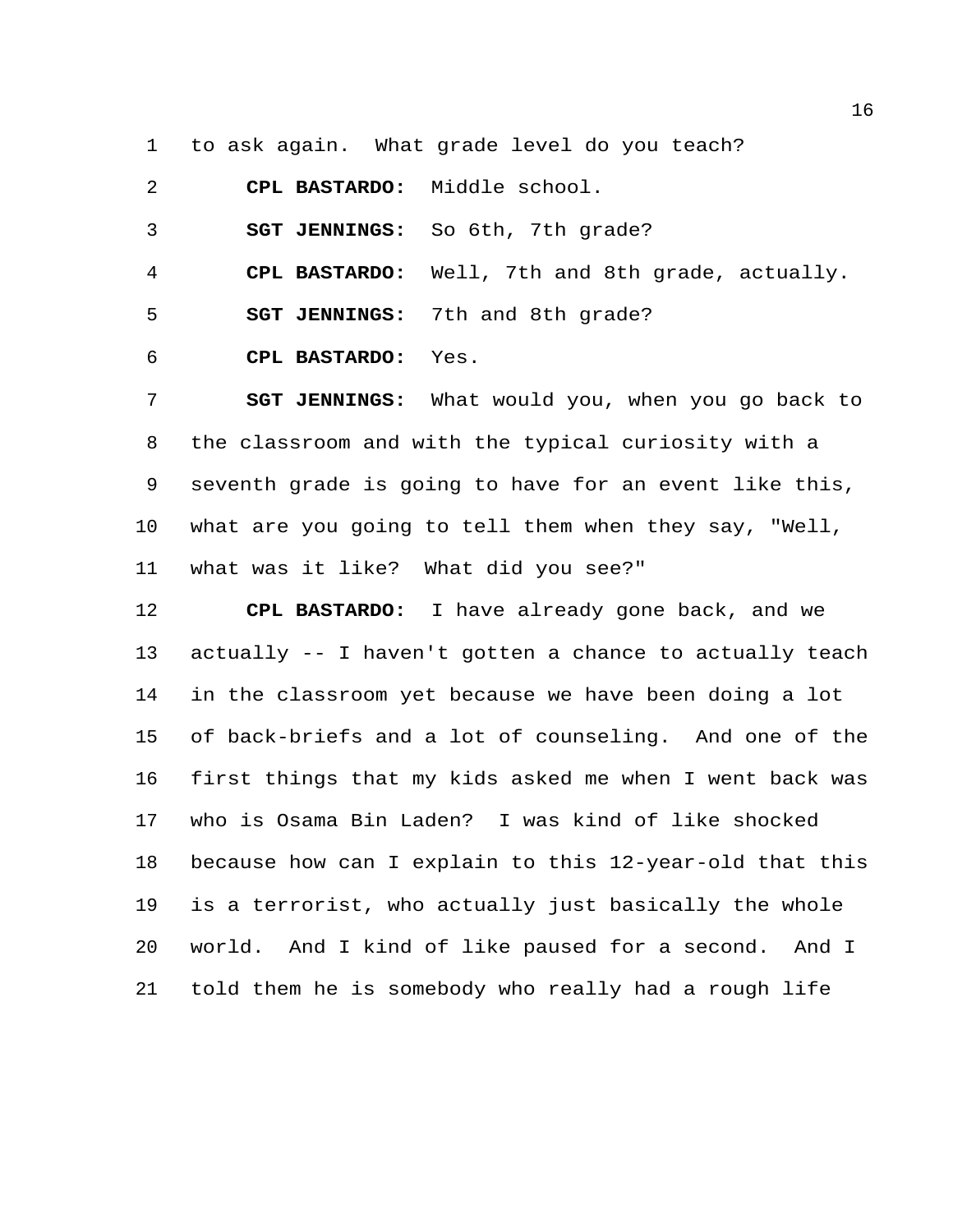to ask again. What grade level do you teach?

**CPL BASTARDO:** Middle school.

**SGT JENNINGS:** So 6th, 7th grade?

**CPL BASTARDO:** Well, 7th and 8th grade, actually.

**SGT JENNINGS:** 7th and 8th grade?

**CPL BASTARDO:** Yes.

**SGT JENNINGS:** What would you, when you go back to the classroom and with the typical curiosity with a seventh grade is going to have for an event like this, what are you going to tell them when they say, "Well, what was it like? What did you see?"

**CPL BASTARDO:** I have already gone back, and we actually -- I haven't gotten a chance to actually teach in the classroom yet because we have been doing a lot of back-briefs and a lot of counseling. And one of the first things that my kids asked me when I went back was who is Osama Bin Laden? I was kind of like shocked because how can I explain to this 12-year-old that this is a terrorist, who actually just basically the whole world. And I kind of like paused for a second. And I told them he is somebody who really had a rough life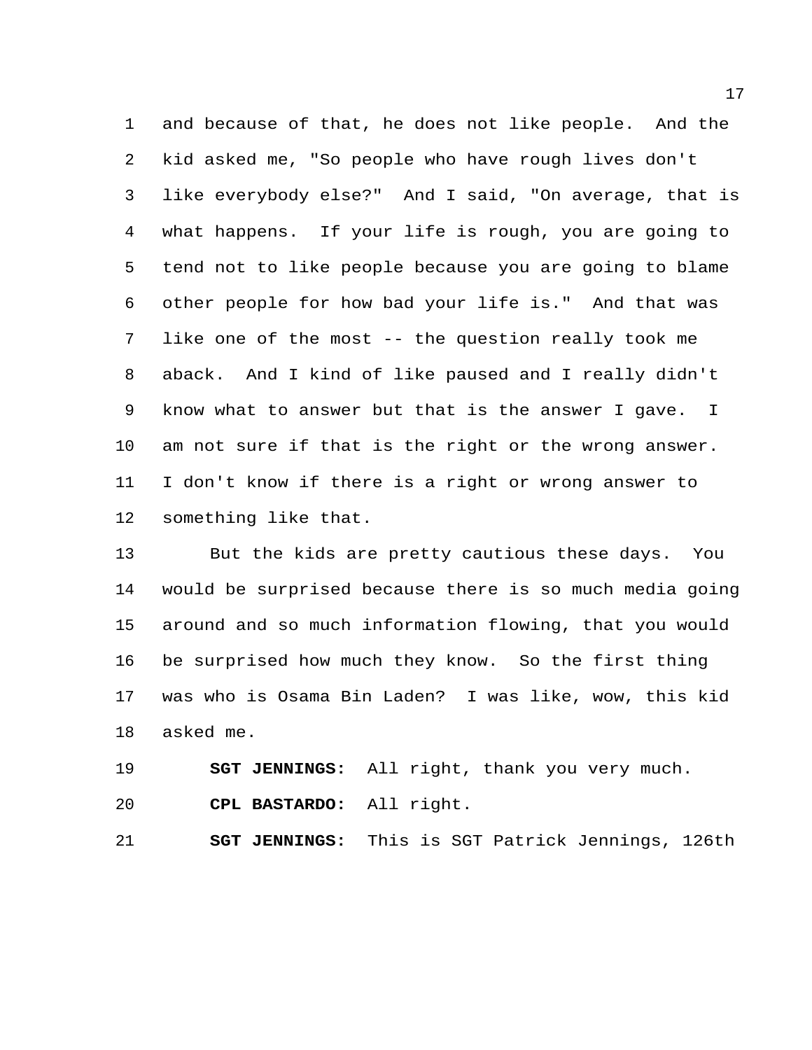and because of that, he does not like people. And the kid asked me, "So people who have rough lives don't like everybody else?" And I said, "On average, that is what happens. If your life is rough, you are going to tend not to like people because you are going to blame other people for how bad your life is." And that was like one of the most -- the question really took me aback. And I kind of like paused and I really didn't know what to answer but that is the answer I gave. I am not sure if that is the right or the wrong answer. I don't know if there is a right or wrong answer to something like that.

But the kids are pretty cautious these days. You would be surprised because there is so much media going around and so much information flowing, that you would be surprised how much they know. So the first thing was who is Osama Bin Laden? I was like, wow, this kid asked me.

**SGT JENNINGS:** All right, thank you very much.

**CPL BASTARDO:** All right.

**SGT JENNINGS:** This is SGT Patrick Jennings, 126th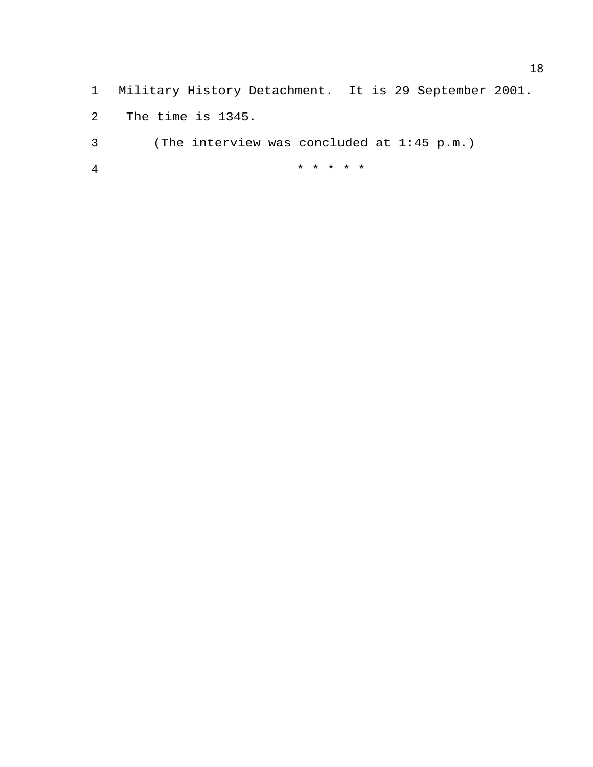Military History Detachment. It is 29 September 2001. The time is 1345.

(The interview was concluded at 1:45 p.m.)

* * * * *